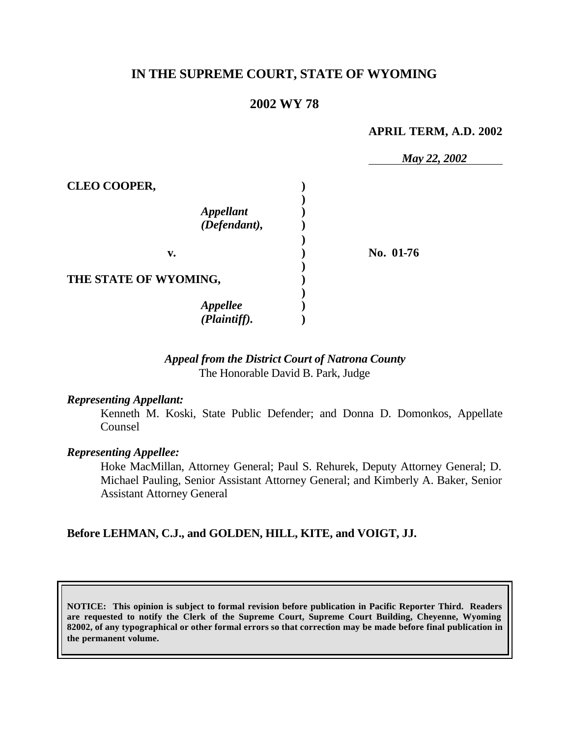# IN THE SUPREME COURT, STATE OF WYOMING

## 2002 WY 78

**APRIL TERM, A.D. 2002**

*May 22, 2002*

| | | |
|---|---|---|
| **CLEO COOPER,** | **)** | |
| | **)** | |
| ***Appellant (Defendant),*** | **)** | |
| | **)** | |
| **v.** | **)** | **No. 01-76** |
| | **)** | |
| **THE STATE OF WYOMING,** | **)** | |
| | **)** | |
| ***Appellee (Plaintiff).*** | **)** | |

*Appeal from the District Court of Natrona County*
The Honorable David B. Park, Judge

***Representing Appellant:***

Kenneth M. Koski, State Public Defender; and Donna D. Domonkos, Appellate Counsel

***Representing Appellee:***

Hoke MacMillan, Attorney General; Paul S. Rehurek, Deputy Attorney General; D. Michael Pauling, Senior Assistant Attorney General; and Kimberly A. Baker, Senior Assistant Attorney General

**Before LEHMAN, C.J., and GOLDEN, HILL, KITE, and VOIGT, JJ.**

**NOTICE: This opinion is subject to formal revision before publication in Pacific Reporter Third. Readers are requested to notify the Clerk of the Supreme Court, Supreme Court Building, Cheyenne, Wyoming 82002, of any typographical or other formal errors so that correction may be made before final publication in the permanent volume.**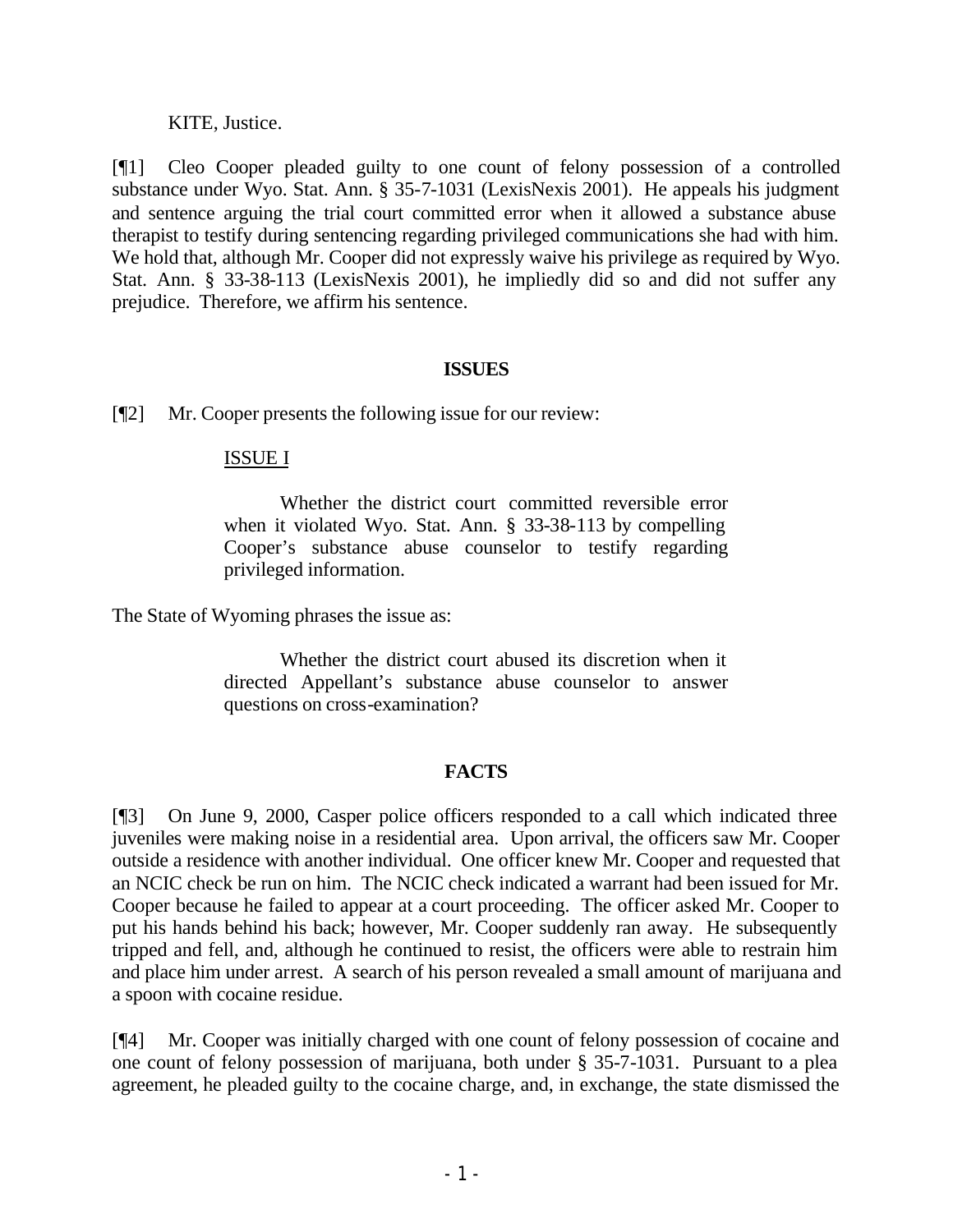KITE, Justice.

[¶1] Cleo Cooper pleaded guilty to one count of felony possession of a controlled substance under Wyo. Stat. Ann. § 35-7-1031 (LexisNexis 2001). He appeals his judgment and sentence arguing the trial court committed error when it allowed a substance abuse therapist to testify during sentencing regarding privileged communications she had with him. We hold that, although Mr. Cooper did not expressly waive his privilege as required by Wyo. Stat. Ann. § 33-38-113 (LexisNexis 2001), he impliedly did so and did not suffer any prejudice. Therefore, we affirm his sentence.

**ISSUES**

[¶2] Mr. Cooper presents the following issue for our review:

> ISSUE I
>
> Whether the district court committed reversible error when it violated Wyo. Stat. Ann. § 33-38-113 by compelling Cooper's substance abuse counselor to testify regarding privileged information.

The State of Wyoming phrases the issue as:

> Whether the district court abused its discretion when it directed Appellant's substance abuse counselor to answer questions on cross-examination?

**FACTS**

[¶3] On June 9, 2000, Casper police officers responded to a call which indicated three juveniles were making noise in a residential area. Upon arrival, the officers saw Mr. Cooper outside a residence with another individual. One officer knew Mr. Cooper and requested that an NCIC check be run on him. The NCIC check indicated a warrant had been issued for Mr. Cooper because he failed to appear at a court proceeding. The officer asked Mr. Cooper to put his hands behind his back; however, Mr. Cooper suddenly ran away. He subsequently tripped and fell, and, although he continued to resist, the officers were able to restrain him and place him under arrest. A search of his person revealed a small amount of marijuana and a spoon with cocaine residue.

[¶4] Mr. Cooper was initially charged with one count of felony possession of cocaine and one count of felony possession of marijuana, both under § 35-7-1031. Pursuant to a plea agreement, he pleaded guilty to the cocaine charge, and, in exchange, the state dismissed the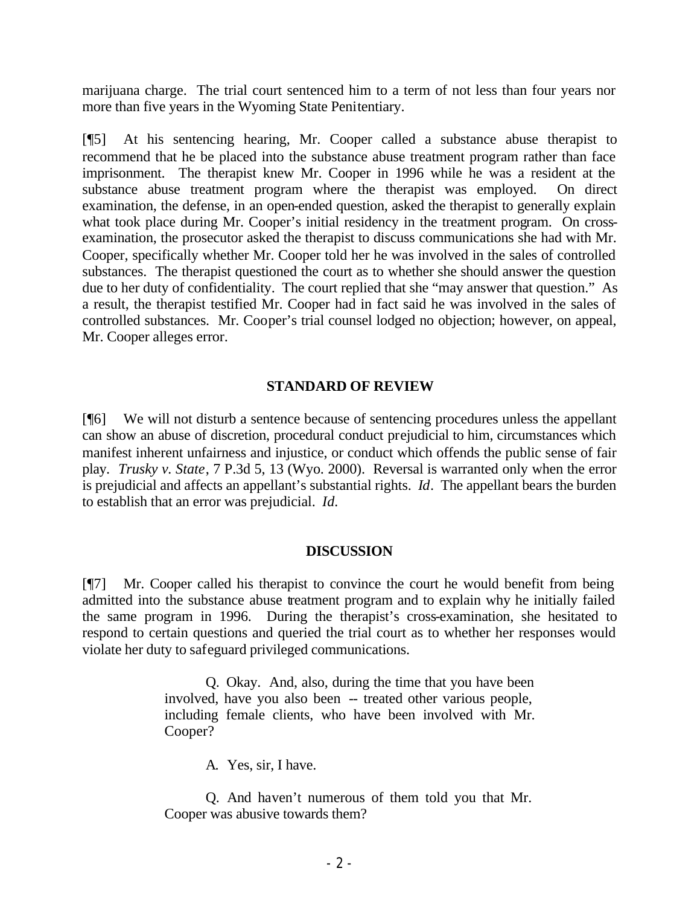marijuana charge. The trial court sentenced him to a term of not less than four years nor more than five years in the Wyoming State Penitentiary.

[¶5] At his sentencing hearing, Mr. Cooper called a substance abuse therapist to recommend that he be placed into the substance abuse treatment program rather than face imprisonment. The therapist knew Mr. Cooper in 1996 while he was a resident at the substance abuse treatment program where the therapist was employed. On direct examination, the defense, in an open-ended question, asked the therapist to generally explain what took place during Mr. Cooper's initial residency in the treatment program. On cross-examination, the prosecutor asked the therapist to discuss communications she had with Mr. Cooper, specifically whether Mr. Cooper told her he was involved in the sales of controlled substances. The therapist questioned the court as to whether she should answer the question due to her duty of confidentiality. The court replied that she "may answer that question." As a result, the therapist testified Mr. Cooper had in fact said he was involved in the sales of controlled substances. Mr. Cooper's trial counsel lodged no objection; however, on appeal, Mr. Cooper alleges error.

## STANDARD OF REVIEW

[¶6] We will not disturb a sentence because of sentencing procedures unless the appellant can show an abuse of discretion, procedural conduct prejudicial to him, circumstances which manifest inherent unfairness and injustice, or conduct which offends the public sense of fair play. *Trusky v. State*, 7 P.3d 5, 13 (Wyo. 2000). Reversal is warranted only when the error is prejudicial and affects an appellant's substantial rights. *Id*. The appellant bears the burden to establish that an error was prejudicial. *Id*.

## DISCUSSION

[¶7] Mr. Cooper called his therapist to convince the court he would benefit from being admitted into the substance abuse treatment program and to explain why he initially failed the same program in 1996. During the therapist's cross-examination, she hesitated to respond to certain questions and queried the trial court as to whether her responses would violate her duty to safeguard privileged communications.

> Q. Okay. And, also, during the time that you have been involved, have you also been -- treated other various people, including female clients, who have been involved with Mr. Cooper?
>
> A. Yes, sir, I have.
>
> Q. And haven't numerous of them told you that Mr. Cooper was abusive towards them?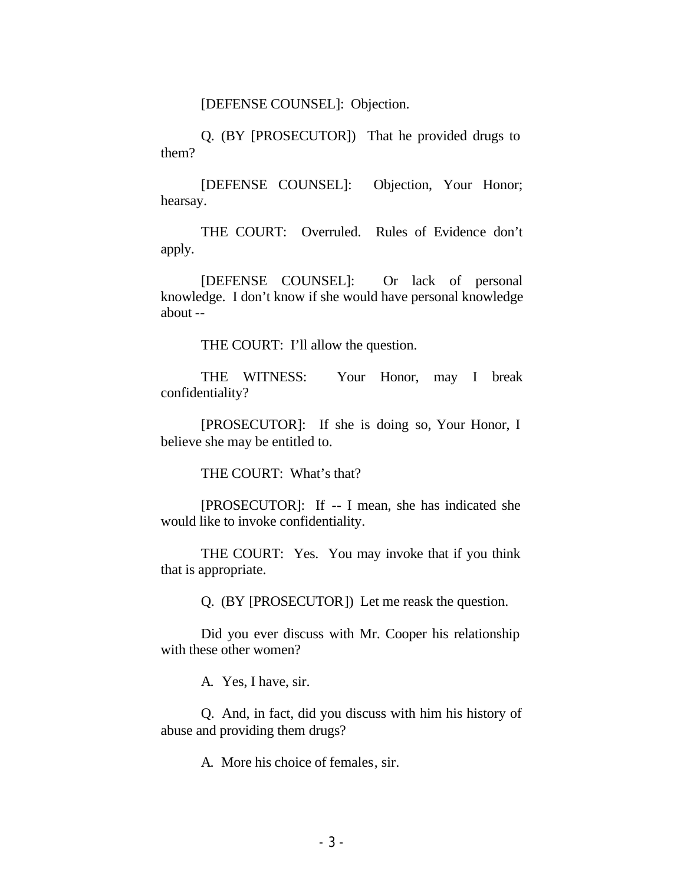[DEFENSE COUNSEL]: Objection.

Q. (BY [PROSECUTOR]) That he provided drugs to them?

[DEFENSE COUNSEL]: Objection, Your Honor; hearsay.

THE COURT: Overruled. Rules of Evidence don't apply.

[DEFENSE COUNSEL]: Or lack of personal knowledge. I don't know if she would have personal knowledge about --

THE COURT: I'll allow the question.

THE WITNESS: Your Honor, may I break confidentiality?

[PROSECUTOR]: If she is doing so, Your Honor, I believe she may be entitled to.

THE COURT: What's that?

[PROSECUTOR]: If -- I mean, she has indicated she would like to invoke confidentiality.

THE COURT: Yes. You may invoke that if you think that is appropriate.

Q. (BY [PROSECUTOR]) Let me reask the question.

Did you ever discuss with Mr. Cooper his relationship with these other women?

A. Yes, I have, sir.

Q. And, in fact, did you discuss with him his history of abuse and providing them drugs?

A. More his choice of females, sir.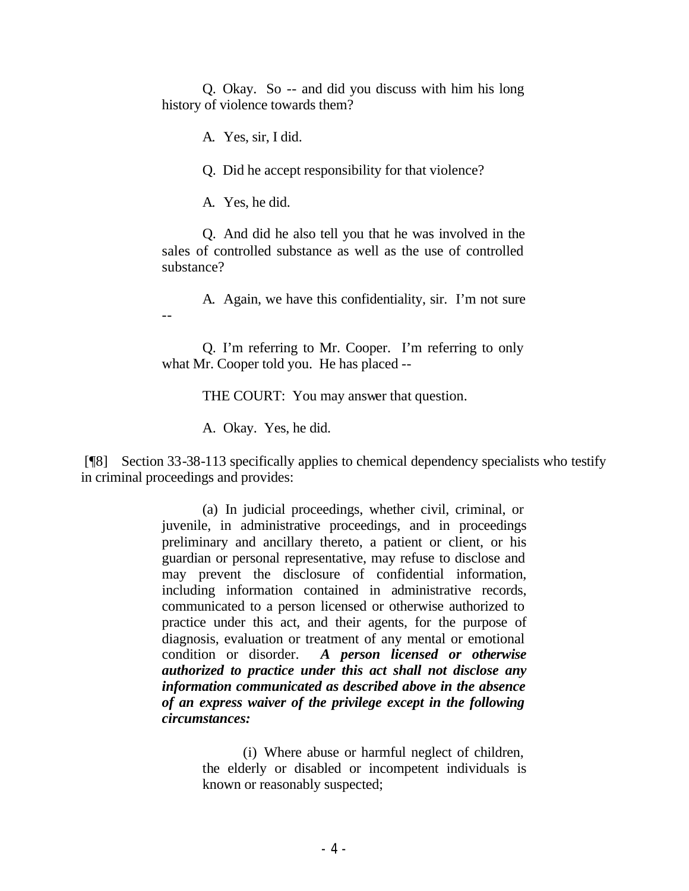> Q. Okay. So -- and did you discuss with him his long history of violence towards them?
>
> A. Yes, sir, I did.
>
> Q. Did he accept responsibility for that violence?
>
> A. Yes, he did.
>
> Q. And did he also tell you that he was involved in the sales of controlled substance as well as the use of controlled substance?
>
> A. Again, we have this confidentiality, sir. I'm not sure --
>
> Q. I'm referring to Mr. Cooper. I'm referring to only what Mr. Cooper told you. He has placed --
>
> THE COURT: You may answer that question.
>
> A. Okay. Yes, he did.

[¶8] Section 33-38-113 specifically applies to chemical dependency specialists who testify in criminal proceedings and provides:

> (a) In judicial proceedings, whether civil, criminal, or juvenile, in administrative proceedings, and in proceedings preliminary and ancillary thereto, a patient or client, or his guardian or personal representative, may refuse to disclose and may prevent the disclosure of confidential information, including information contained in administrative records, communicated to a person licensed or otherwise authorized to practice under this act, and their agents, for the purpose of diagnosis, evaluation or treatment of any mental or emotional condition or disorder. ***A person licensed or otherwise authorized to practice under this act shall not disclose any information communicated as described above in the absence of an express waiver of the privilege except in the following circumstances:***
>
> > (i) Where abuse or harmful neglect of children, the elderly or disabled or incompetent individuals is known or reasonably suspected;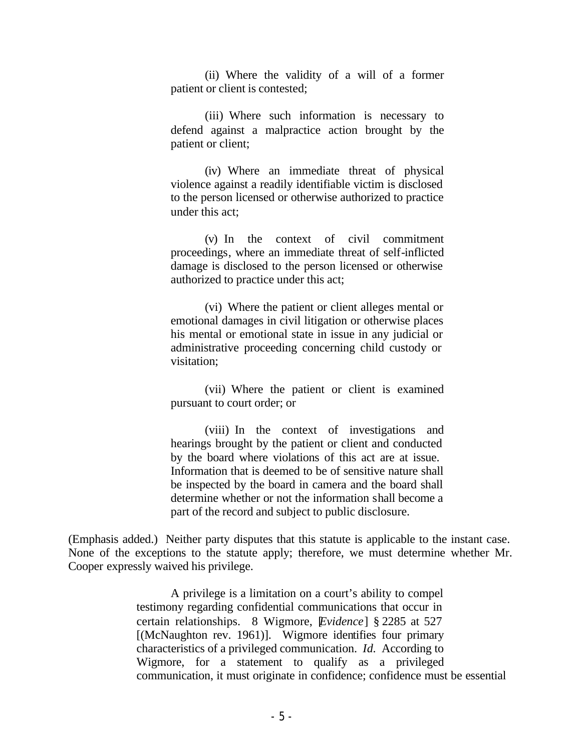(ii) Where the validity of a will of a former patient or client is contested;

(iii) Where such information is necessary to defend against a malpractice action brought by the patient or client;

(iv) Where an immediate threat of physical violence against a readily identifiable victim is disclosed to the person licensed or otherwise authorized to practice under this act;

(v) In the context of civil commitment proceedings, where an immediate threat of self-inflicted damage is disclosed to the person licensed or otherwise authorized to practice under this act;

(vi) Where the patient or client alleges mental or emotional damages in civil litigation or otherwise places his mental or emotional state in issue in any judicial or administrative proceeding concerning child custody or visitation;

(vii) Where the patient or client is examined pursuant to court order; or

(viii) In the context of investigations and hearings brought by the patient or client and conducted by the board where violations of this act are at issue. Information that is deemed to be of sensitive nature shall be inspected by the board in camera and the board shall determine whether or not the information shall become a part of the record and subject to public disclosure.

(Emphasis added.) Neither party disputes that this statute is applicable to the instant case. None of the exceptions to the statute apply; therefore, we must determine whether Mr. Cooper expressly waived his privilege.

> A privilege is a limitation on a court's ability to compel testimony regarding confidential communications that occur in certain relationships. 8 Wigmore, [*Evidence*] § 2285 at 527 [(McNaughton rev. 1961)]. Wigmore identifies four primary characteristics of a privileged communication. *Id.* According to Wigmore, for a statement to qualify as a privileged communication, it must originate in confidence; confidence must be essential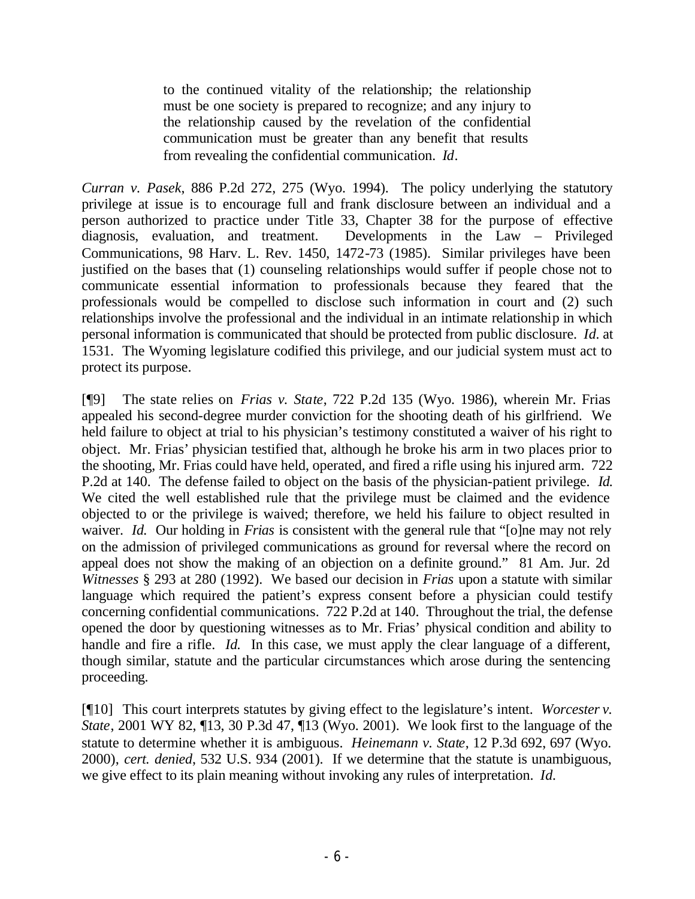> to the continued vitality of the relationship; the relationship must be one society is prepared to recognize; and any injury to the relationship caused by the revelation of the confidential communication must be greater than any benefit that results from revealing the confidential communication. *Id*.

*Curran v. Pasek*, 886 P.2d 272, 275 (Wyo. 1994). The policy underlying the statutory privilege at issue is to encourage full and frank disclosure between an individual and a person authorized to practice under Title 33, Chapter 38 for the purpose of effective diagnosis, evaluation, and treatment. Developments in the Law – Privileged Communications, 98 Harv. L. Rev. 1450, 1472-73 (1985). Similar privileges have been justified on the bases that (1) counseling relationships would suffer if people chose not to communicate essential information to professionals because they feared that the professionals would be compelled to disclose such information in court and (2) such relationships involve the professional and the individual in an intimate relationship in which personal information is communicated that should be protected from public disclosure. *Id.* at 1531. The Wyoming legislature codified this privilege, and our judicial system must act to protect its purpose.

[¶9] The state relies on *Frias v. State*, 722 P.2d 135 (Wyo. 1986), wherein Mr. Frias appealed his second-degree murder conviction for the shooting death of his girlfriend. We held failure to object at trial to his physician's testimony constituted a waiver of his right to object. Mr. Frias' physician testified that, although he broke his arm in two places prior to the shooting, Mr. Frias could have held, operated, and fired a rifle using his injured arm. 722 P.2d at 140. The defense failed to object on the basis of the physician-patient privilege. *Id.* We cited the well established rule that the privilege must be claimed and the evidence objected to or the privilege is waived; therefore, we held his failure to object resulted in waiver. *Id.* Our holding in *Frias* is consistent with the general rule that "[o]ne may not rely on the admission of privileged communications as ground for reversal where the record on appeal does not show the making of an objection on a definite ground." 81 Am. Jur. 2d *Witnesses* § 293 at 280 (1992). We based our decision in *Frias* upon a statute with similar language which required the patient's express consent before a physician could testify concerning confidential communications. 722 P.2d at 140. Throughout the trial, the defense opened the door by questioning witnesses as to Mr. Frias' physical condition and ability to handle and fire a rifle. *Id.* In this case, we must apply the clear language of a different, though similar, statute and the particular circumstances which arose during the sentencing proceeding.

[¶10] This court interprets statutes by giving effect to the legislature's intent. *Worcester v. State*, 2001 WY 82, ¶13, 30 P.3d 47, ¶13 (Wyo. 2001). We look first to the language of the statute to determine whether it is ambiguous. *Heinemann v. State*, 12 P.3d 692, 697 (Wyo. 2000), *cert. denied*, 532 U.S. 934 (2001). If we determine that the statute is unambiguous, we give effect to its plain meaning without invoking any rules of interpretation. *Id.*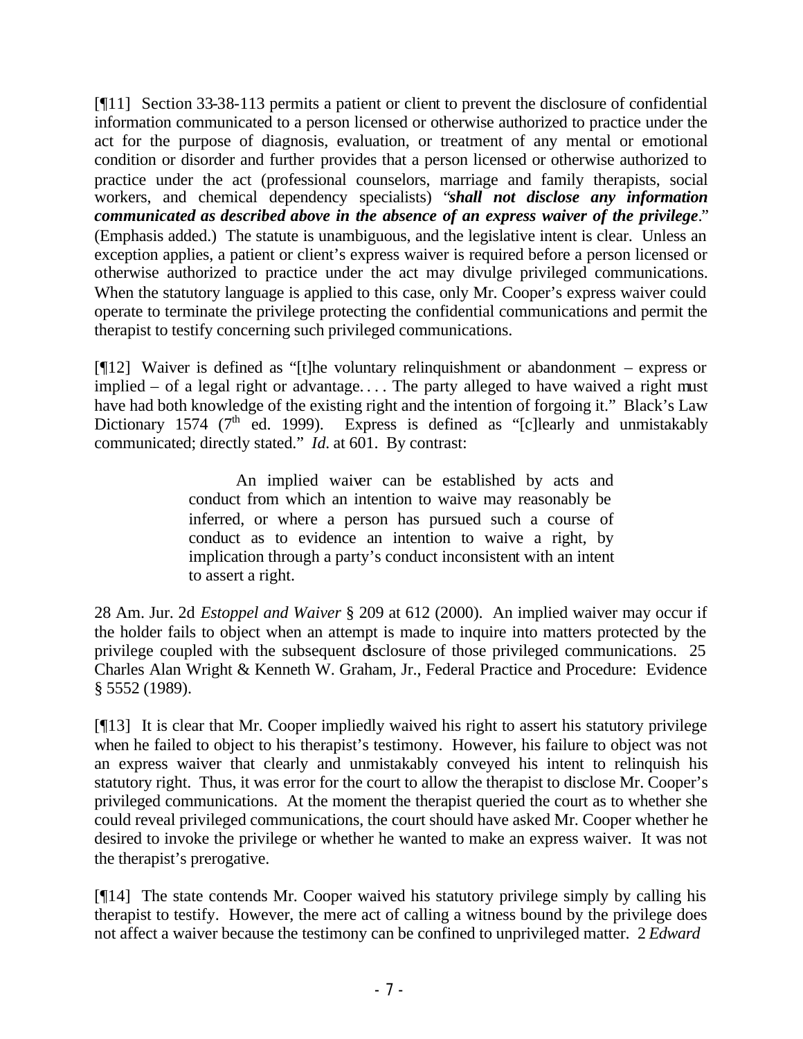[¶11] Section 33-38-113 permits a patient or client to prevent the disclosure of confidential information communicated to a person licensed or otherwise authorized to practice under the act for the purpose of diagnosis, evaluation, or treatment of any mental or emotional condition or disorder and further provides that a person licensed or otherwise authorized to practice under the act (professional counselors, marriage and family therapists, social workers, and chemical dependency specialists) "***shall not disclose any information communicated as described above in the absence of an express waiver of the privilege***." (Emphasis added.) The statute is unambiguous, and the legislative intent is clear. Unless an exception applies, a patient or client's express waiver is required before a person licensed or otherwise authorized to practice under the act may divulge privileged communications. When the statutory language is applied to this case, only Mr. Cooper's express waiver could operate to terminate the privilege protecting the confidential communications and permit the therapist to testify concerning such privileged communications.

[¶12] Waiver is defined as "[t]he voluntary relinquishment or abandonment – express or implied – of a legal right or advantage. . . . The party alleged to have waived a right must have had both knowledge of the existing right and the intention of forgoing it." Black's Law Dictionary 1574 (7th ed. 1999). Express is defined as "[c]learly and unmistakably communicated; directly stated." *Id.* at 601. By contrast:

> An implied waiver can be established by acts and conduct from which an intention to waive may reasonably be inferred, or where a person has pursued such a course of conduct as to evidence an intention to waive a right, by implication through a party's conduct inconsistent with an intent to assert a right.

28 Am. Jur. 2d *Estoppel and Waiver* § 209 at 612 (2000). An implied waiver may occur if the holder fails to object when an attempt is made to inquire into matters protected by the privilege coupled with the subsequent disclosure of those privileged communications. 25 Charles Alan Wright & Kenneth W. Graham, Jr., Federal Practice and Procedure: Evidence § 5552 (1989).

[¶13] It is clear that Mr. Cooper impliedly waived his right to assert his statutory privilege when he failed to object to his therapist's testimony. However, his failure to object was not an express waiver that clearly and unmistakably conveyed his intent to relinquish his statutory right. Thus, it was error for the court to allow the therapist to disclose Mr. Cooper's privileged communications. At the moment the therapist queried the court as to whether she could reveal privileged communications, the court should have asked Mr. Cooper whether he desired to invoke the privilege or whether he wanted to make an express waiver. It was not the therapist's prerogative.

[¶14] The state contends Mr. Cooper waived his statutory privilege simply by calling his therapist to testify. However, the mere act of calling a witness bound by the privilege does not affect a waiver because the testimony can be confined to unprivileged matter. 2 *Edward*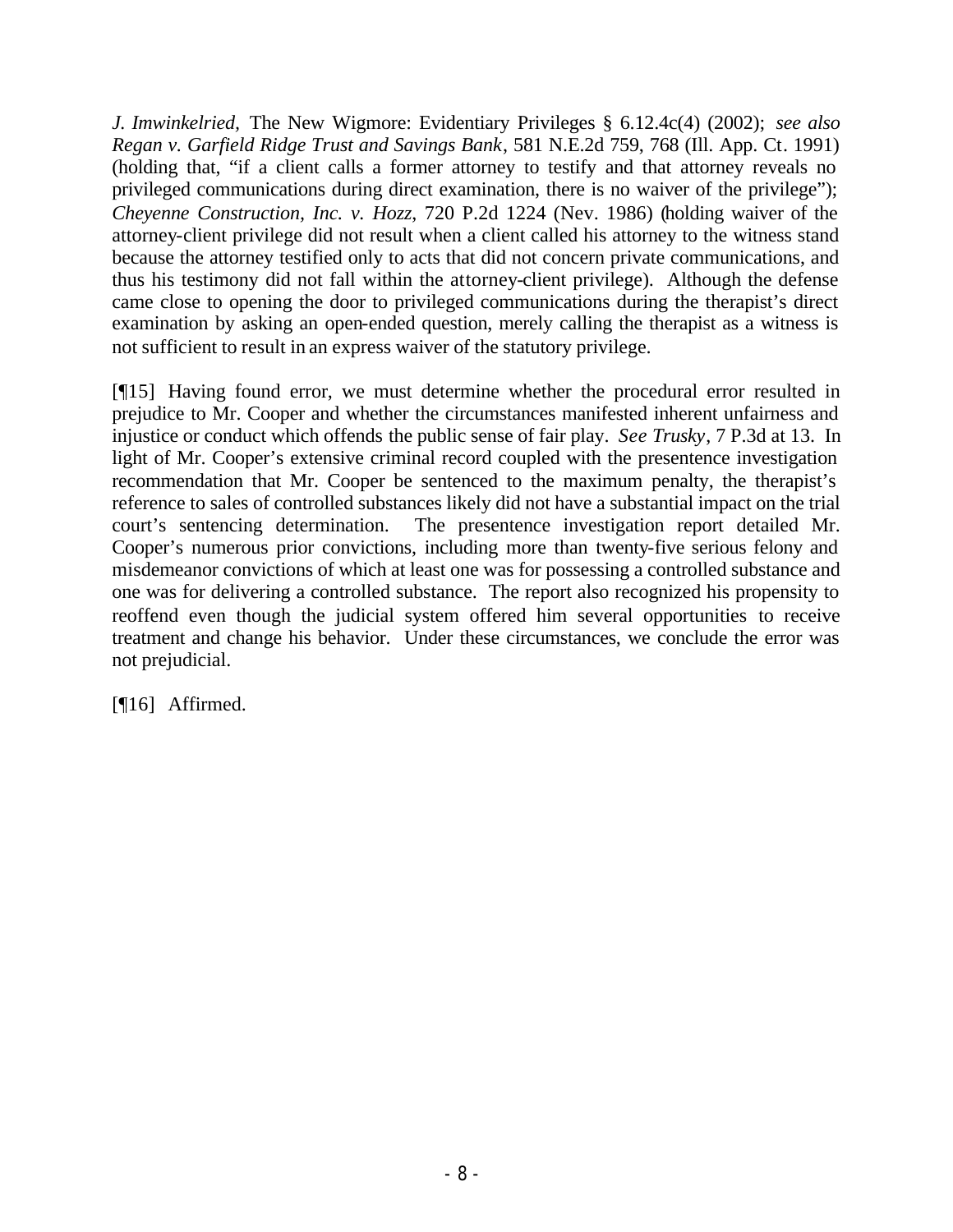*J. Imwinkelried,* The New Wigmore: Evidentiary Privileges § 6.12.4c(4) (2002); *see also Regan v. Garfield Ridge Trust and Savings Bank*, 581 N.E.2d 759, 768 (Ill. App. Ct. 1991) (holding that, "if a client calls a former attorney to testify and that attorney reveals no privileged communications during direct examination, there is no waiver of the privilege"); *Cheyenne Construction, Inc. v. Hozz*, 720 P.2d 1224 (Nev. 1986) (holding waiver of the attorney-client privilege did not result when a client called his attorney to the witness stand because the attorney testified only to acts that did not concern private communications, and thus his testimony did not fall within the attorney-client privilege). Although the defense came close to opening the door to privileged communications during the therapist's direct examination by asking an open-ended question, merely calling the therapist as a witness is not sufficient to result in an express waiver of the statutory privilege.

[¶15] Having found error, we must determine whether the procedural error resulted in prejudice to Mr. Cooper and whether the circumstances manifested inherent unfairness and injustice or conduct which offends the public sense of fair play. *See Trusky*, 7 P.3d at 13. In light of Mr. Cooper's extensive criminal record coupled with the presentence investigation recommendation that Mr. Cooper be sentenced to the maximum penalty, the therapist's reference to sales of controlled substances likely did not have a substantial impact on the trial court's sentencing determination. The presentence investigation report detailed Mr. Cooper's numerous prior convictions, including more than twenty-five serious felony and misdemeanor convictions of which at least one was for possessing a controlled substance and one was for delivering a controlled substance. The report also recognized his propensity to reoffend even though the judicial system offered him several opportunities to receive treatment and change his behavior. Under these circumstances, we conclude the error was not prejudicial.

[¶16] Affirmed.